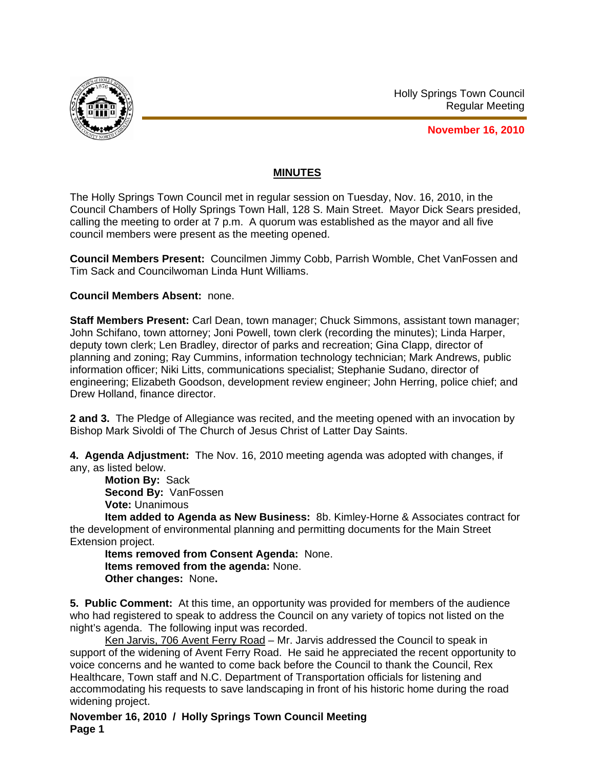Holly Springs Town Council
Regular Meeting

**November 16, 2010**

## MINUTES

The Holly Springs Town Council met in regular session on Tuesday, Nov. 16, 2010, in the Council Chambers of Holly Springs Town Hall, 128 S. Main Street. Mayor Dick Sears presided, calling the meeting to order at 7 p.m. A quorum was established as the mayor and all five council members were present as the meeting opened.

**Council Members Present:** Councilmen Jimmy Cobb, Parrish Womble, Chet VanFossen and Tim Sack and Councilwoman Linda Hunt Williams.

**Council Members Absent:** none.

**Staff Members Present:** Carl Dean, town manager; Chuck Simmons, assistant town manager; John Schifano, town attorney; Joni Powell, town clerk (recording the minutes); Linda Harper, deputy town clerk; Len Bradley, director of parks and recreation; Gina Clapp, director of planning and zoning; Ray Cummins, information technology technician; Mark Andrews, public information officer; Niki Litts, communications specialist; Stephanie Sudano, director of engineering; Elizabeth Goodson, development review engineer; John Herring, police chief; and Drew Holland, finance director.

**2 and 3.** The Pledge of Allegiance was recited, and the meeting opened with an invocation by Bishop Mark Sivoldi of The Church of Jesus Christ of Latter Day Saints.

**4. Agenda Adjustment:** The Nov. 16, 2010 meeting agenda was adopted with changes, if any, as listed below.

**Motion By:** Sack
**Second By:** VanFossen
**Vote:** Unanimous

**Item added to Agenda as New Business:** 8b. Kimley-Horne & Associates contract for the development of environmental planning and permitting documents for the Main Street Extension project.

**Items removed from Consent Agenda:** None.
**Items removed from the agenda:** None.
**Other changes:** None**.**

**5. Public Comment:** At this time, an opportunity was provided for members of the audience who had registered to speak to address the Council on any variety of topics not listed on the night's agenda. The following input was recorded.

Ken Jarvis, 706 Avent Ferry Road – Mr. Jarvis addressed the Council to speak in support of the widening of Avent Ferry Road. He said he appreciated the recent opportunity to voice concerns and he wanted to come back before the Council to thank the Council, Rex Healthcare, Town staff and N.C. Department of Transportation officials for listening and accommodating his requests to save landscaping in front of his historic home during the road widening project.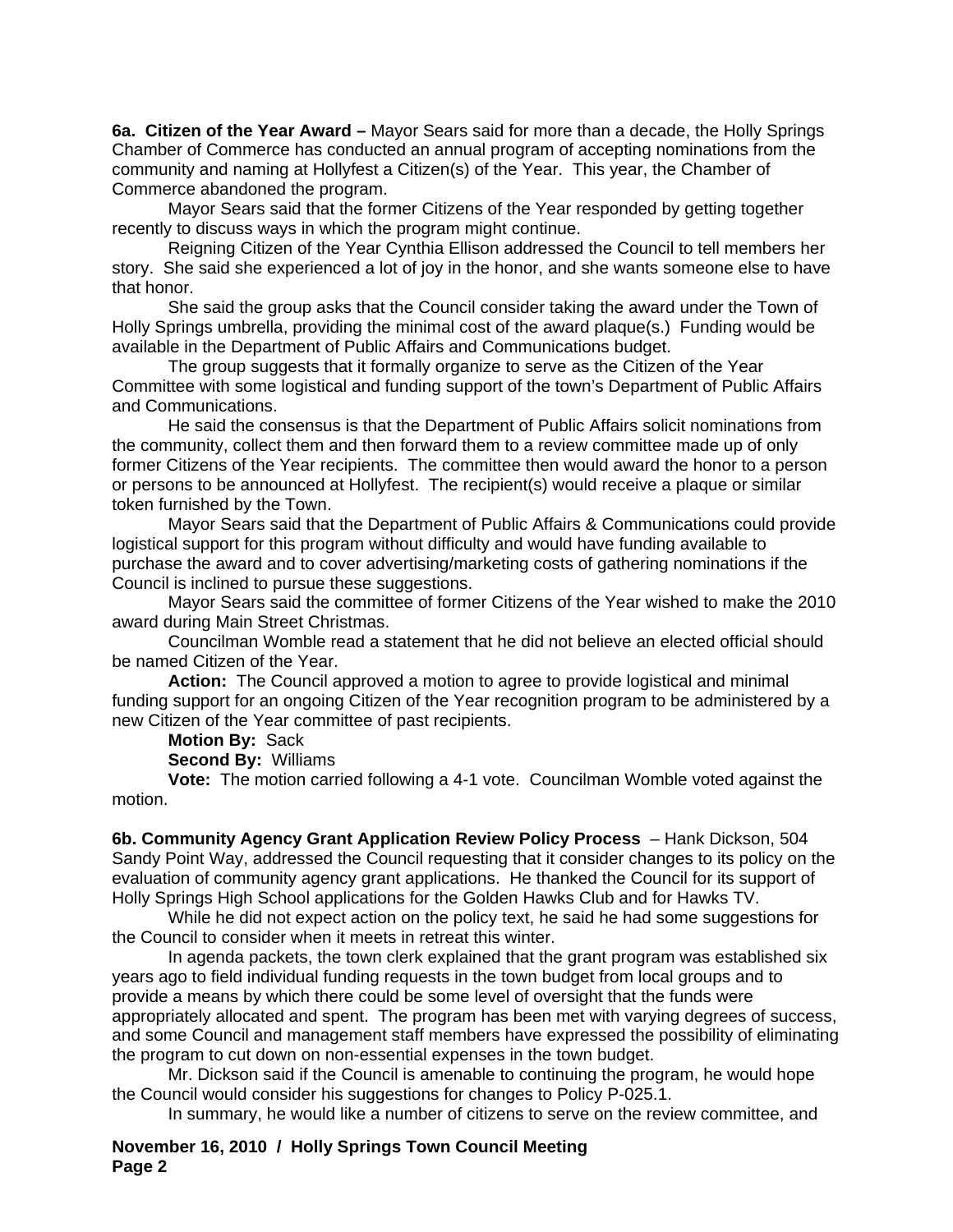**6a. Citizen of the Year Award –** Mayor Sears said for more than a decade, the Holly Springs Chamber of Commerce has conducted an annual program of accepting nominations from the community and naming at Hollyfest a Citizen(s) of the Year. This year, the Chamber of Commerce abandoned the program.

Mayor Sears said that the former Citizens of the Year responded by getting together recently to discuss ways in which the program might continue.

Reigning Citizen of the Year Cynthia Ellison addressed the Council to tell members her story. She said she experienced a lot of joy in the honor, and she wants someone else to have that honor.

She said the group asks that the Council consider taking the award under the Town of Holly Springs umbrella, providing the minimal cost of the award plaque(s.) Funding would be available in the Department of Public Affairs and Communications budget.

The group suggests that it formally organize to serve as the Citizen of the Year Committee with some logistical and funding support of the town's Department of Public Affairs and Communications.

He said the consensus is that the Department of Public Affairs solicit nominations from the community, collect them and then forward them to a review committee made up of only former Citizens of the Year recipients. The committee then would award the honor to a person or persons to be announced at Hollyfest. The recipient(s) would receive a plaque or similar token furnished by the Town.

Mayor Sears said that the Department of Public Affairs & Communications could provide logistical support for this program without difficulty and would have funding available to purchase the award and to cover advertising/marketing costs of gathering nominations if the Council is inclined to pursue these suggestions.

Mayor Sears said the committee of former Citizens of the Year wished to make the 2010 award during Main Street Christmas.

Councilman Womble read a statement that he did not believe an elected official should be named Citizen of the Year.

**Action:** The Council approved a motion to agree to provide logistical and minimal funding support for an ongoing Citizen of the Year recognition program to be administered by a new Citizen of the Year committee of past recipients.

**Motion By:** Sack

**Second By:** Williams

**Vote:** The motion carried following a 4-1 vote. Councilman Womble voted against the motion.

**6b. Community Agency Grant Application Review Policy Process** – Hank Dickson, 504 Sandy Point Way, addressed the Council requesting that it consider changes to its policy on the evaluation of community agency grant applications. He thanked the Council for its support of Holly Springs High School applications for the Golden Hawks Club and for Hawks TV.

While he did not expect action on the policy text, he said he had some suggestions for the Council to consider when it meets in retreat this winter.

In agenda packets, the town clerk explained that the grant program was established six years ago to field individual funding requests in the town budget from local groups and to provide a means by which there could be some level of oversight that the funds were appropriately allocated and spent. The program has been met with varying degrees of success, and some Council and management staff members have expressed the possibility of eliminating the program to cut down on non-essential expenses in the town budget.

Mr. Dickson said if the Council is amenable to continuing the program, he would hope the Council would consider his suggestions for changes to Policy P-025.1.

In summary, he would like a number of citizens to serve on the review committee, and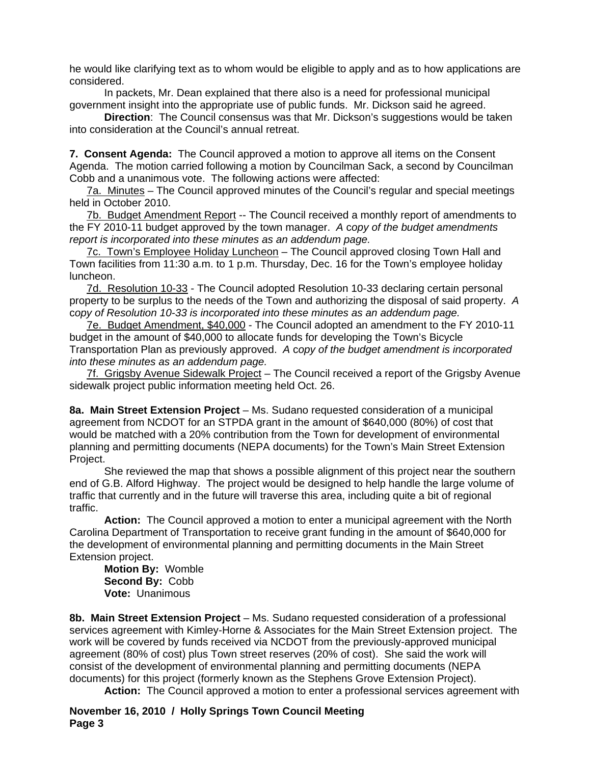he would like clarifying text as to whom would be eligible to apply and as to how applications are considered.

In packets, Mr. Dean explained that there also is a need for professional municipal government insight into the appropriate use of public funds. Mr. Dickson said he agreed.

**Direction**: The Council consensus was that Mr. Dickson's suggestions would be taken into consideration at the Council's annual retreat.

**7. Consent Agenda:** The Council approved a motion to approve all items on the Consent Agenda. The motion carried following a motion by Councilman Sack, a second by Councilman Cobb and a unanimous vote. The following actions were affected:

7a. Minutes – The Council approved minutes of the Council's regular and special meetings held in October 2010.

7b. Budget Amendment Report -- The Council received a monthly report of amendments to the FY 2010-11 budget approved by the town manager. *A copy of the budget amendments report is incorporated into these minutes as an addendum page.*

7c. Town's Employee Holiday Luncheon – The Council approved closing Town Hall and Town facilities from 11:30 a.m. to 1 p.m. Thursday, Dec. 16 for the Town's employee holiday luncheon.

7d. Resolution 10-33 - The Council adopted Resolution 10-33 declaring certain personal property to be surplus to the needs of the Town and authorizing the disposal of said property. *A copy of Resolution 10-33 is incorporated into these minutes as an addendum page.*

7e. Budget Amendment, $40,000 - The Council adopted an amendment to the FY 2010-11 budget in the amount of $40,000 to allocate funds for developing the Town's Bicycle Transportation Plan as previously approved. *A copy of the budget amendment is incorporated into these minutes as an addendum page.*

7f. Grigsby Avenue Sidewalk Project – The Council received a report of the Grigsby Avenue sidewalk project public information meeting held Oct. 26.

**8a. Main Street Extension Project** – Ms. Sudano requested consideration of a municipal agreement from NCDOT for an STPDA grant in the amount of $640,000 (80%) of cost that would be matched with a 20% contribution from the Town for development of environmental planning and permitting documents (NEPA documents) for the Town's Main Street Extension Project.

She reviewed the map that shows a possible alignment of this project near the southern end of G.B. Alford Highway. The project would be designed to help handle the large volume of traffic that currently and in the future will traverse this area, including quite a bit of regional traffic.

**Action:** The Council approved a motion to enter a municipal agreement with the North Carolina Department of Transportation to receive grant funding in the amount of $640,000 for the development of environmental planning and permitting documents in the Main Street Extension project.

**Motion By:** Womble
**Second By:** Cobb
**Vote:** Unanimous

**8b. Main Street Extension Project** – Ms. Sudano requested consideration of a professional services agreement with Kimley-Horne & Associates for the Main Street Extension project. The work will be covered by funds received via NCDOT from the previously-approved municipal agreement (80% of cost) plus Town street reserves (20% of cost). She said the work will consist of the development of environmental planning and permitting documents (NEPA documents) for this project (formerly known as the Stephens Grove Extension Project).

**Action:** The Council approved a motion to enter a professional services agreement with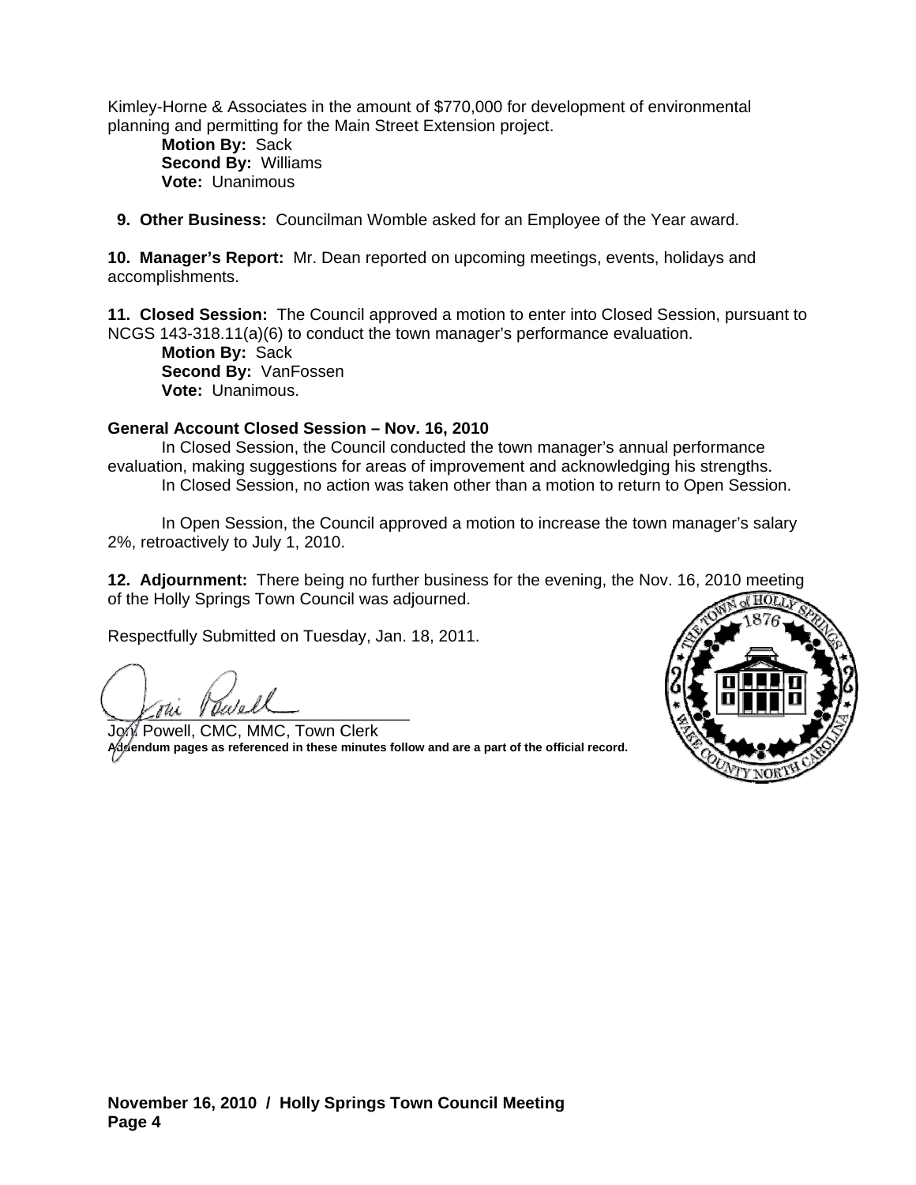Kimley-Horne & Associates in the amount of $770,000 for development of environmental planning and permitting for the Main Street Extension project.

**Motion By:** Sack
**Second By:** Williams
**Vote:** Unanimous

**9. Other Business:** Councilman Womble asked for an Employee of the Year award.

**10. Manager's Report:** Mr. Dean reported on upcoming meetings, events, holidays and accomplishments.

**11. Closed Session:** The Council approved a motion to enter into Closed Session, pursuant to NCGS 143-318.11(a)(6) to conduct the town manager's performance evaluation.

**Motion By:** Sack
**Second By:** VanFossen
**Vote:** Unanimous.

**General Account Closed Session – Nov. 16, 2010**

In Closed Session, the Council conducted the town manager's annual performance evaluation, making suggestions for areas of improvement and acknowledging his strengths.

In Closed Session, no action was taken other than a motion to return to Open Session.

In Open Session, the Council approved a motion to increase the town manager's salary 2%, retroactively to July 1, 2010.

**12. Adjournment:** There being no further business for the evening, the Nov. 16, 2010 meeting of the Holly Springs Town Council was adjourned.

Respectfully Submitted on Tuesday, Jan. 18, 2011.

Joni Powell, CMC, MMC, Town Clerk

**Addendum pages as referenced in these minutes follow and are a part of the official record.**